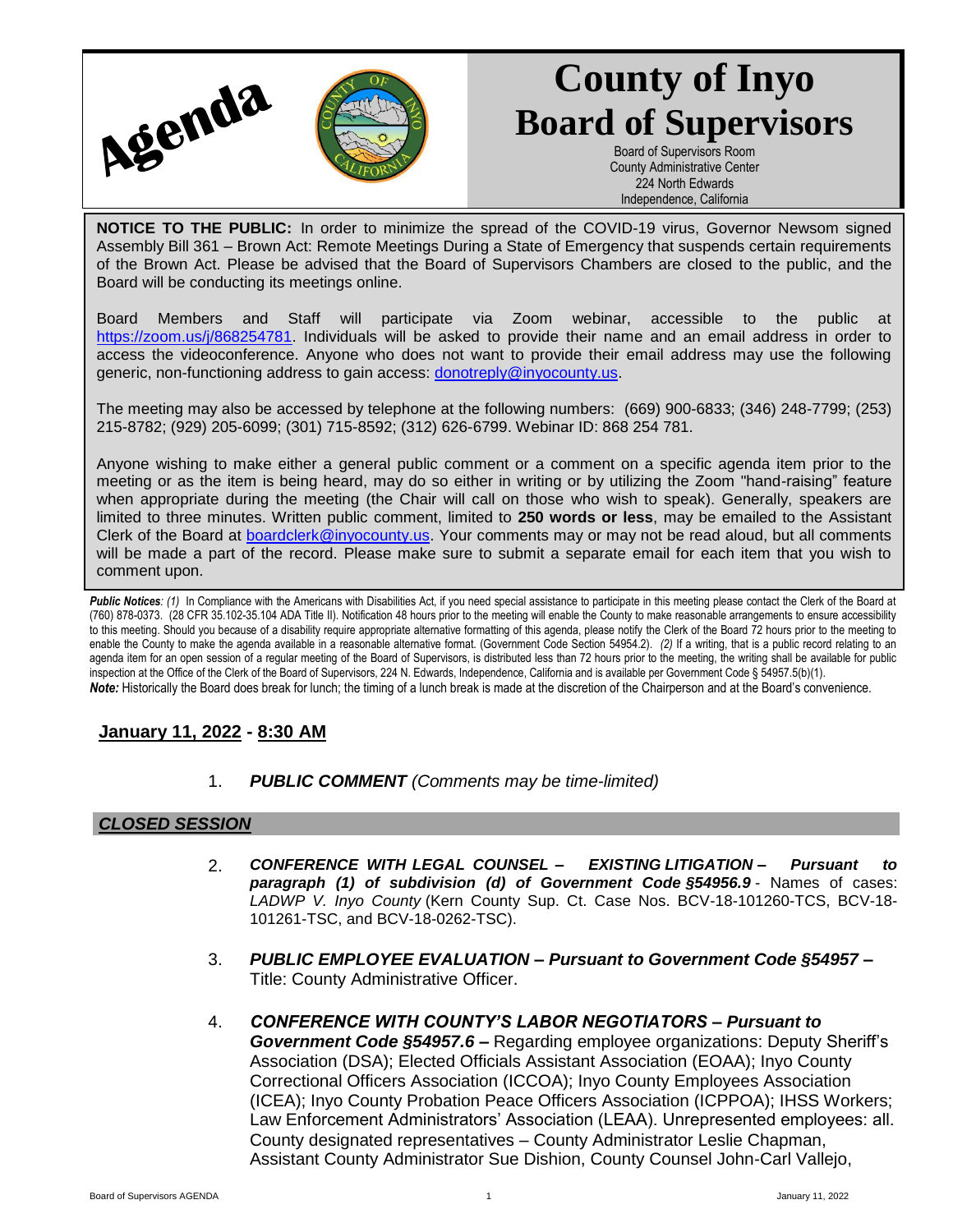Agenda

# County of Inyo Board of Supervisors

Board of Supervisors Room
County Administrative Center
224 North Edwards
Independence, California

**NOTICE TO THE PUBLIC:** In order to minimize the spread of the COVID-19 virus, Governor Newsom signed Assembly Bill 361 – Brown Act: Remote Meetings During a State of Emergency that suspends certain requirements of the Brown Act. Please be advised that the Board of Supervisors Chambers are closed to the public, and the Board will be conducting its meetings online.

Board Members and Staff will participate via Zoom webinar, accessible to the public at https://zoom.us/j/868254781. Individuals will be asked to provide their name and an email address in order to access the videoconference. Anyone who does not want to provide their email address may use the following generic, non-functioning address to gain access: donotreply@inyocounty.us.

The meeting may also be accessed by telephone at the following numbers: (669) 900-6833; (346) 248-7799; (253) 215-8782; (929) 205-6099; (301) 715-8592; (312) 626-6799. Webinar ID: 868 254 781.

Anyone wishing to make either a general public comment or a comment on a specific agenda item prior to the meeting or as the item is being heard, may do so either in writing or by utilizing the Zoom "hand-raising" feature when appropriate during the meeting (the Chair will call on those who wish to speak). Generally, speakers are limited to three minutes. Written public comment, limited to **250 words or less**, may be emailed to the Assistant Clerk of the Board at boardclerk@inyocounty.us. Your comments may or may not be read aloud, but all comments will be made a part of the record. Please make sure to submit a separate email for each item that you wish to comment upon.

***Public Notices**: (1)* In Compliance with the Americans with Disabilities Act, if you need special assistance to participate in this meeting please contact the Clerk of the Board at (760) 878-0373. (28 CFR 35.102-35.104 ADA Title II). Notification 48 hours prior to the meeting will enable the County to make reasonable arrangements to ensure accessibility to this meeting. Should you because of a disability require appropriate alternative formatting of this agenda, please notify the Clerk of the Board 72 hours prior to the meeting to enable the County to make the agenda available in a reasonable alternative format. (Government Code Section 54954.2). *(2)* If a writing, that is a public record relating to an agenda item for an open session of a regular meeting of the Board of Supervisors, is distributed less than 72 hours prior to the meeting, the writing shall be available for public inspection at the Office of the Clerk of the Board of Supervisors, 224 N. Edwards, Independence, California and is available per Government Code § 54957.5(b)(1).
***Note:*** Historically the Board does break for lunch; the timing of a lunch break is made at the discretion of the Chairperson and at the Board's convenience.

## January 11, 2022 - 8:30 AM

1. ***PUBLIC COMMENT*** *(Comments may be time-limited)*

## *CLOSED SESSION*

2. ***CONFERENCE WITH LEGAL COUNSEL – EXISTING LITIGATION – Pursuant to paragraph (1) of subdivision (d) of Government Code §54956.9*** - Names of cases: *LADWP V. Inyo County* (Kern County Sup. Ct. Case Nos. BCV-18-101260-TCS, BCV-18-101261-TSC, and BCV-18-0262-TSC).

3. ***PUBLIC EMPLOYEE EVALUATION – Pursuant to Government Code §54957 –*** Title: County Administrative Officer.

4. ***CONFERENCE WITH COUNTY'S LABOR NEGOTIATORS – Pursuant to Government Code §54957.6 –*** Regarding employee organizations: Deputy Sheriff's Association (DSA); Elected Officials Assistant Association (EOAA); Inyo County Correctional Officers Association (ICCOA); Inyo County Employees Association (ICEA); Inyo County Probation Peace Officers Association (ICPPOA); IHSS Workers; Law Enforcement Administrators' Association (LEAA). Unrepresented employees: all. County designated representatives – County Administrator Leslie Chapman, Assistant County Administrator Sue Dishion, County Counsel John-Carl Vallejo,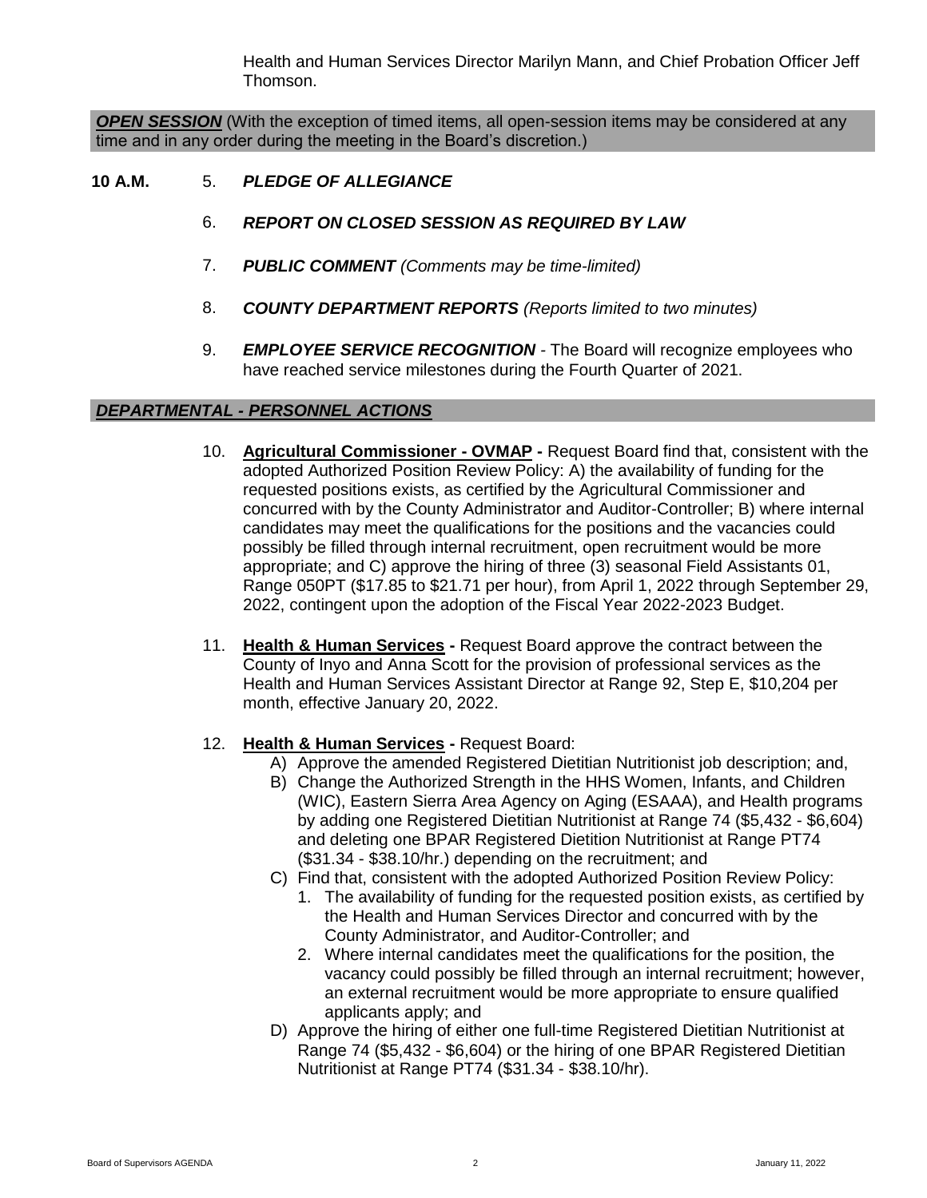Health and Human Services Director Marilyn Mann, and Chief Probation Officer Jeff Thomson.

***OPEN SESSION*** (With the exception of timed items, all open-session items may be considered at any time and in any order during the meeting in the Board's discretion.)

**10 A.M.** 5. ***PLEDGE OF ALLEGIANCE***

6. ***REPORT ON CLOSED SESSION AS REQUIRED BY LAW***

7. ***PUBLIC COMMENT*** *(Comments may be time-limited)*

8. ***COUNTY DEPARTMENT REPORTS*** *(Reports limited to two minutes)*

9. ***EMPLOYEE SERVICE RECOGNITION*** - The Board will recognize employees who have reached service milestones during the Fourth Quarter of 2021.

## *DEPARTMENTAL - PERSONNEL ACTIONS*

10. **Agricultural Commissioner - OVMAP -** Request Board find that, consistent with the adopted Authorized Position Review Policy: A) the availability of funding for the requested positions exists, as certified by the Agricultural Commissioner and concurred with by the County Administrator and Auditor-Controller; B) where internal candidates may meet the qualifications for the positions and the vacancies could possibly be filled through internal recruitment, open recruitment would be more appropriate; and C) approve the hiring of three (3) seasonal Field Assistants 01, Range 050PT ($17.85 to $21.71 per hour), from April 1, 2022 through September 29, 2022, contingent upon the adoption of the Fiscal Year 2022-2023 Budget.

11. **Health & Human Services -** Request Board approve the contract between the County of Inyo and Anna Scott for the provision of professional services as the Health and Human Services Assistant Director at Range 92, Step E, $10,204 per month, effective January 20, 2022.

12. **Health & Human Services -** Request Board:
    A) Approve the amended Registered Dietitian Nutritionist job description; and,
    B) Change the Authorized Strength in the HHS Women, Infants, and Children (WIC), Eastern Sierra Area Agency on Aging (ESAAA), and Health programs by adding one Registered Dietitian Nutritionist at Range 74 ($5,432 - $6,604) and deleting one BPAR Registered Dietition Nutritionist at Range PT74 ($31.34 - $38.10/hr.) depending on the recruitment; and
    C) Find that, consistent with the adopted Authorized Position Review Policy:
       1. The availability of funding for the requested position exists, as certified by the Health and Human Services Director and concurred with by the County Administrator, and Auditor-Controller; and
       2. Where internal candidates meet the qualifications for the position, the vacancy could possibly be filled through an internal recruitment; however, an external recruitment would be more appropriate to ensure qualified applicants apply; and
    D) Approve the hiring of either one full-time Registered Dietitian Nutritionist at Range 74 ($5,432 - $6,604) or the hiring of one BPAR Registered Dietitian Nutritionist at Range PT74 ($31.34 - $38.10/hr).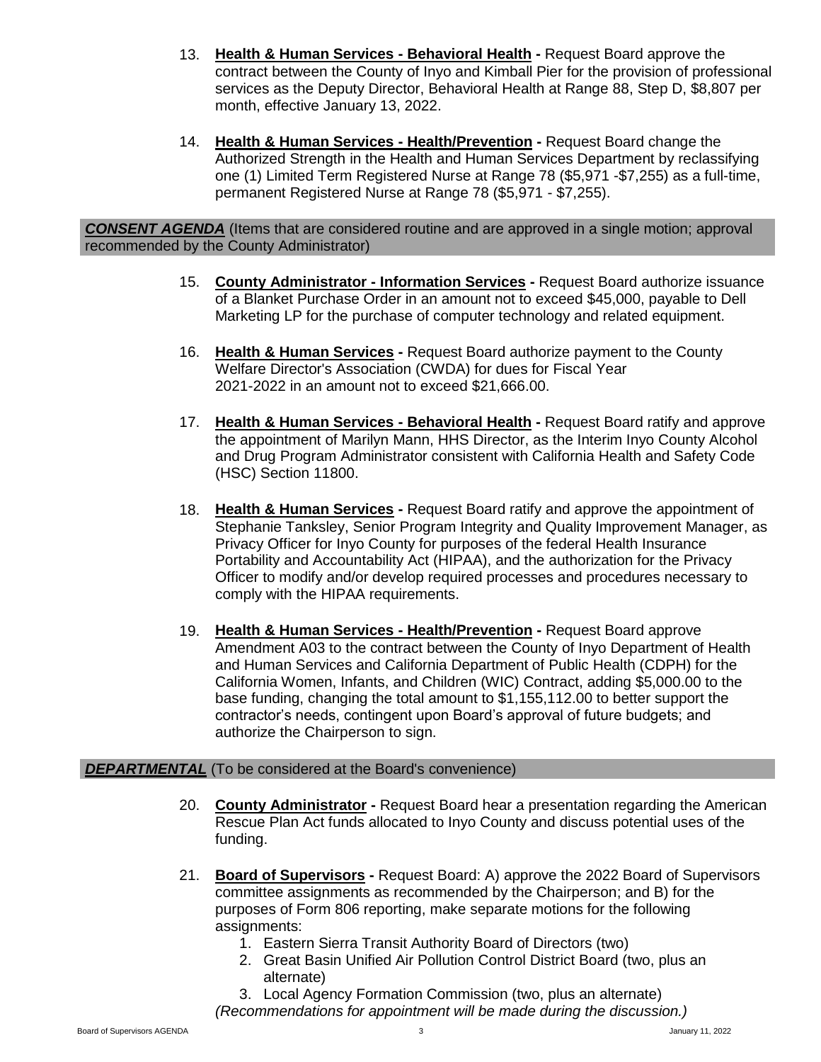13. **Health & Human Services - Behavioral Health -** Request Board approve the contract between the County of Inyo and Kimball Pier for the provision of professional services as the Deputy Director, Behavioral Health at Range 88, Step D, $8,807 per month, effective January 13, 2022.

14. **Health & Human Services - Health/Prevention -** Request Board change the Authorized Strength in the Health and Human Services Department by reclassifying one (1) Limited Term Registered Nurse at Range 78 ($5,971 -$7,255) as a full-time, permanent Registered Nurse at Range 78 ($5,971 - $7,255).

***CONSENT AGENDA*** (Items that are considered routine and are approved in a single motion; approval recommended by the County Administrator)

15. **County Administrator - Information Services -** Request Board authorize issuance of a Blanket Purchase Order in an amount not to exceed $45,000, payable to Dell Marketing LP for the purchase of computer technology and related equipment.

16. **Health & Human Services -** Request Board authorize payment to the County Welfare Director's Association (CWDA) for dues for Fiscal Year 2021-2022 in an amount not to exceed $21,666.00.

17. **Health & Human Services - Behavioral Health -** Request Board ratify and approve the appointment of Marilyn Mann, HHS Director, as the Interim Inyo County Alcohol and Drug Program Administrator consistent with California Health and Safety Code (HSC) Section 11800.

18. **Health & Human Services -** Request Board ratify and approve the appointment of Stephanie Tanksley, Senior Program Integrity and Quality Improvement Manager, as Privacy Officer for Inyo County for purposes of the federal Health Insurance Portability and Accountability Act (HIPAA), and the authorization for the Privacy Officer to modify and/or develop required processes and procedures necessary to comply with the HIPAA requirements.

19. **Health & Human Services - Health/Prevention -** Request Board approve Amendment A03 to the contract between the County of Inyo Department of Health and Human Services and California Department of Public Health (CDPH) for the California Women, Infants, and Children (WIC) Contract, adding $5,000.00 to the base funding, changing the total amount to $1,155,112.00 to better support the contractor's needs, contingent upon Board's approval of future budgets; and authorize the Chairperson to sign.

***DEPARTMENTAL*** (To be considered at the Board's convenience)

20. **County Administrator -** Request Board hear a presentation regarding the American Rescue Plan Act funds allocated to Inyo County and discuss potential uses of the funding.

21. **Board of Supervisors -** Request Board: A) approve the 2022 Board of Supervisors committee assignments as recommended by the Chairperson; and B) for the purposes of Form 806 reporting, make separate motions for the following assignments:
    1. Eastern Sierra Transit Authority Board of Directors (two)
    2. Great Basin Unified Air Pollution Control District Board (two, plus an alternate)
    3. Local Agency Formation Commission (two, plus an alternate)

    *(Recommendations for appointment will be made during the discussion.)*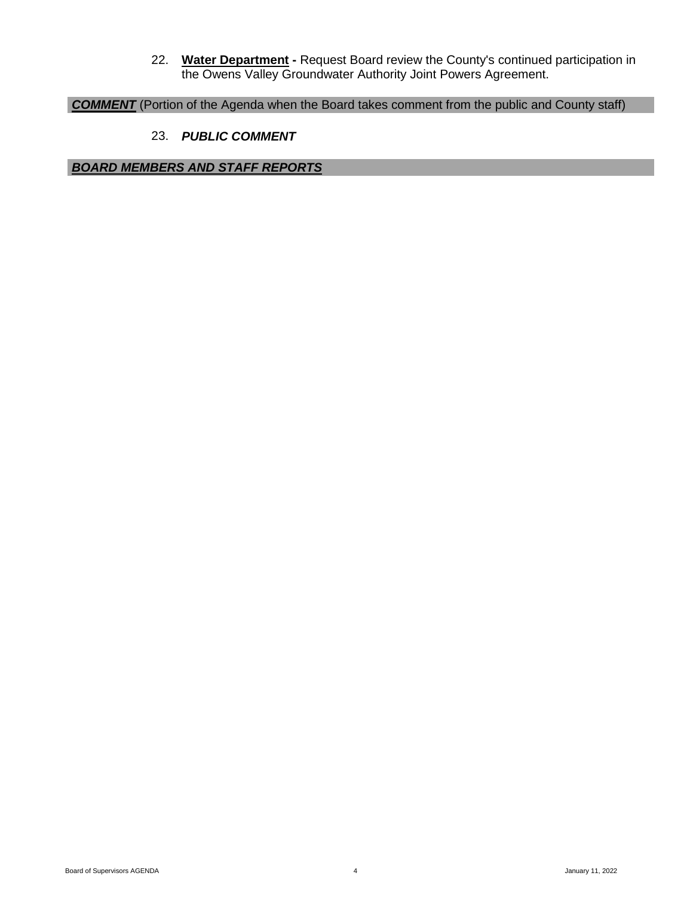22. **Water Department -** Request Board review the County's continued participation in the Owens Valley Groundwater Authority Joint Powers Agreement.

***COMMENT*** (Portion of the Agenda when the Board takes comment from the public and County staff)

23. ***PUBLIC COMMENT***

***BOARD MEMBERS AND STAFF REPORTS***